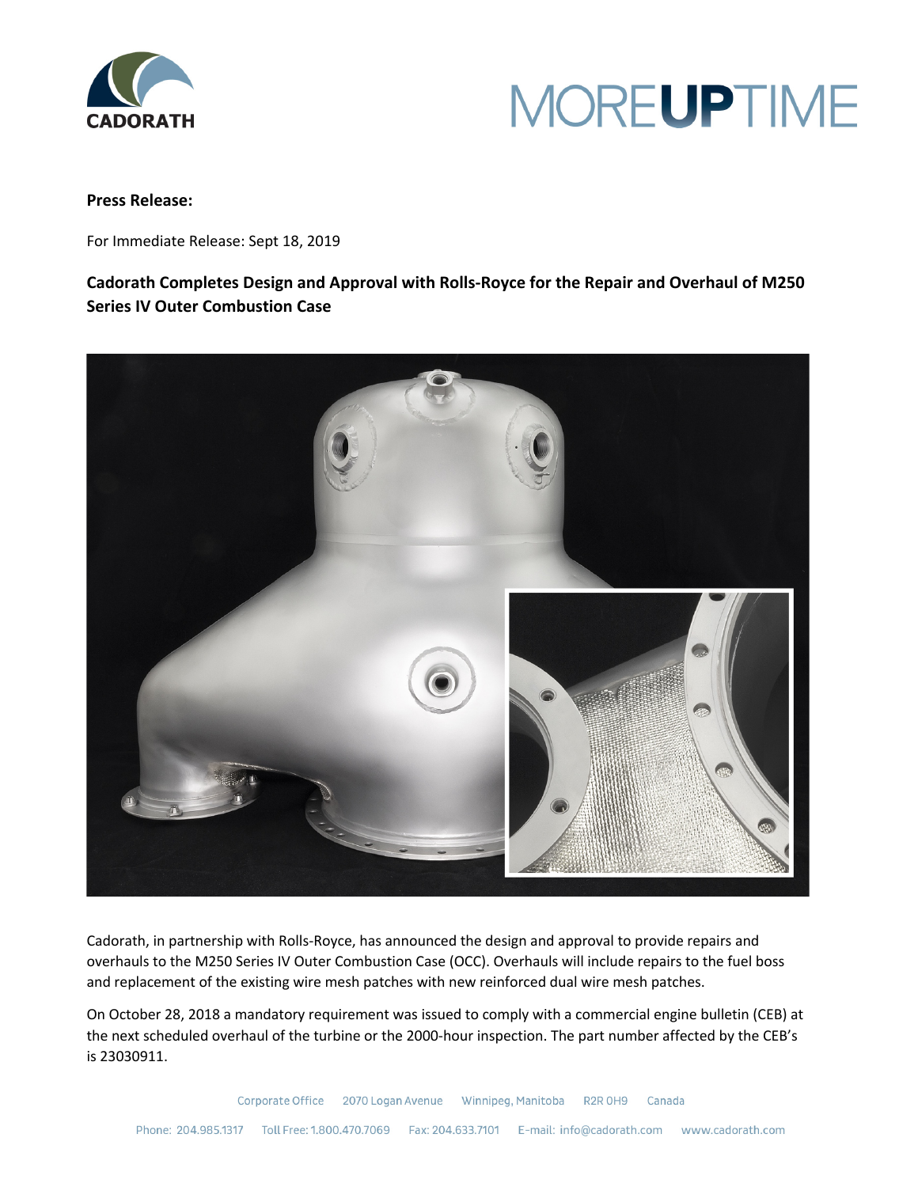**Press Release:**

For Immediate Release: Sept 18, 2019

**Cadorath Completes Design and Approval with Rolls-Royce for the Repair and Overhaul of M250 Series IV Outer Combustion Case**

Cadorath, in partnership with Rolls-Royce, has announced the design and approval to provide repairs and overhauls to the M250 Series IV Outer Combustion Case (OCC). Overhauls will include repairs to the fuel boss and replacement of the existing wire mesh patches with new reinforced dual wire mesh patches.

On October 28, 2018 a mandatory requirement was issued to comply with a commercial engine bulletin (CEB) at the next scheduled overhaul of the turbine or the 2000-hour inspection. The part number affected by the CEB's is 23030911.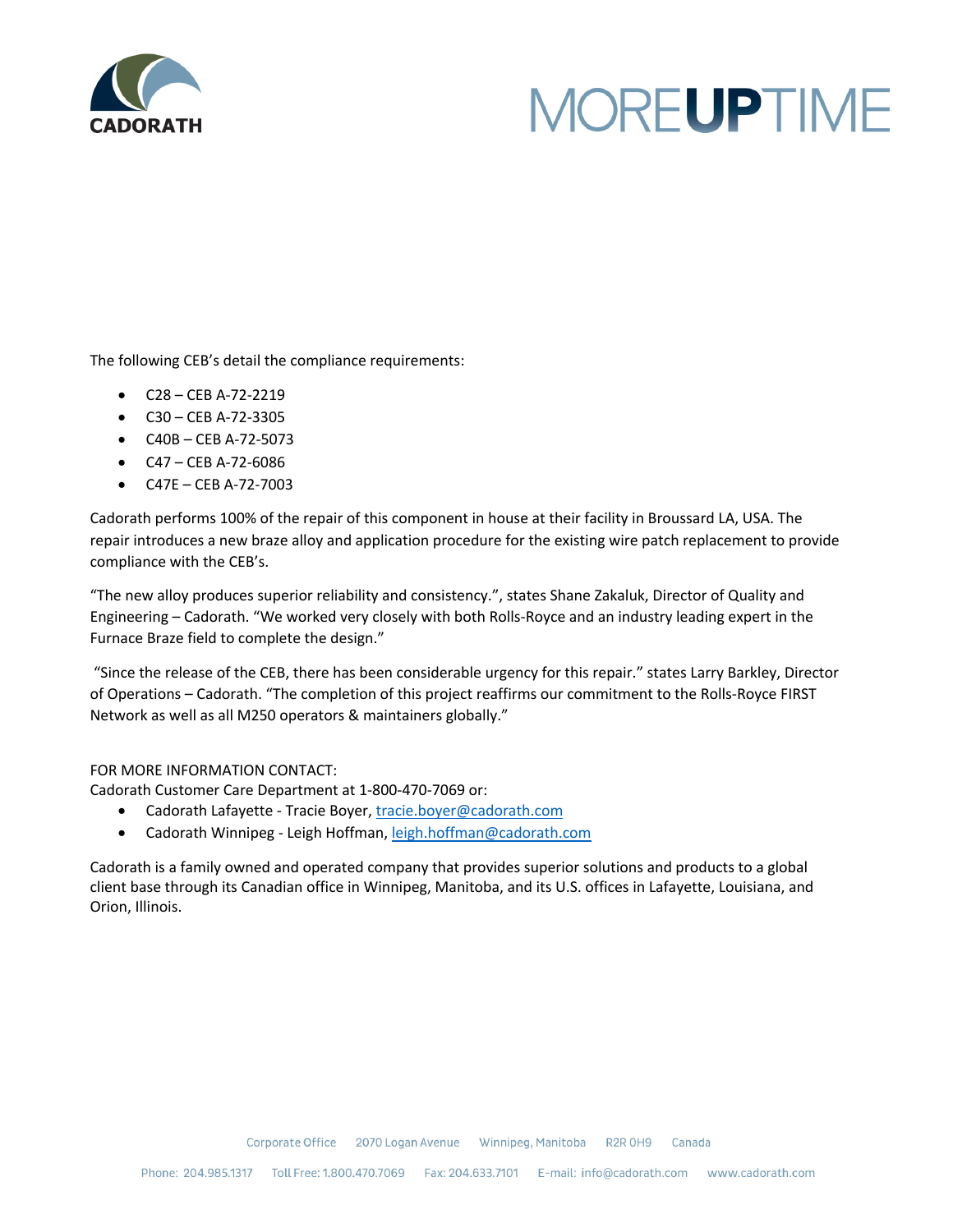The following CEB's detail the compliance requirements:

- C28 – CEB A-72-2219
- C30 – CEB A-72-3305
- C40B – CEB A-72-5073
- C47 – CEB A-72-6086
- C47E – CEB A-72-7003

Cadorath performs 100% of the repair of this component in house at their facility in Broussard LA, USA. The repair introduces a new braze alloy and application procedure for the existing wire patch replacement to provide compliance with the CEB's.

"The new alloy produces superior reliability and consistency.", states Shane Zakaluk, Director of Quality and Engineering – Cadorath. "We worked very closely with both Rolls-Royce and an industry leading expert in the Furnace Braze field to complete the design."

"Since the release of the CEB, there has been considerable urgency for this repair." states Larry Barkley, Director of Operations – Cadorath. "The completion of this project reaffirms our commitment to the Rolls-Royce FIRST Network as well as all M250 operators & maintainers globally."

FOR MORE INFORMATION CONTACT:
Cadorath Customer Care Department at 1-800-470-7069 or:

- Cadorath Lafayette - Tracie Boyer, tracie.boyer@cadorath.com
- Cadorath Winnipeg - Leigh Hoffman, leigh.hoffman@cadorath.com

Cadorath is a family owned and operated company that provides superior solutions and products to a global client base through its Canadian office in Winnipeg, Manitoba, and its U.S. offices in Lafayette, Louisiana, and Orion, Illinois.